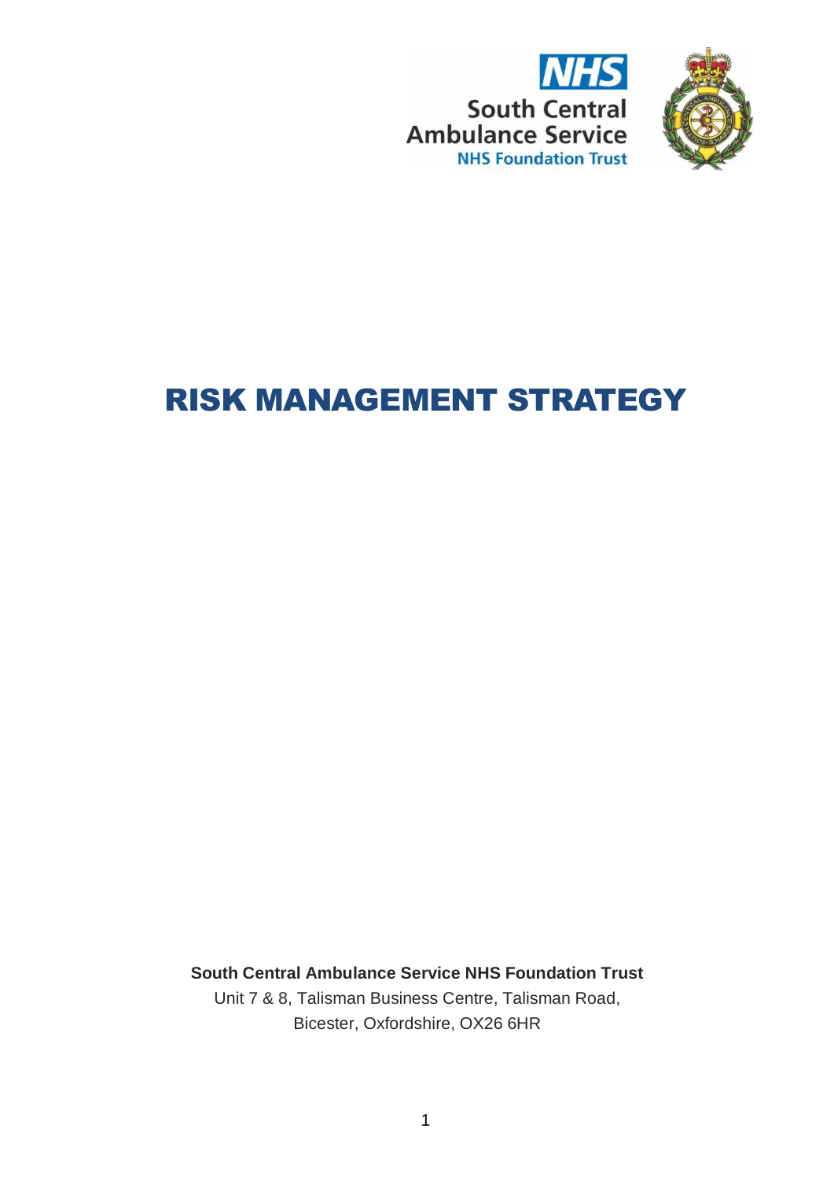NHS South Central Ambulance Service NHS Foundation Trust

# RISK MANAGEMENT STRATEGY

**South Central Ambulance Service NHS Foundation Trust**

Unit 7 & 8, Talisman Business Centre, Talisman Road,
Bicester, Oxfordshire, OX26 6HR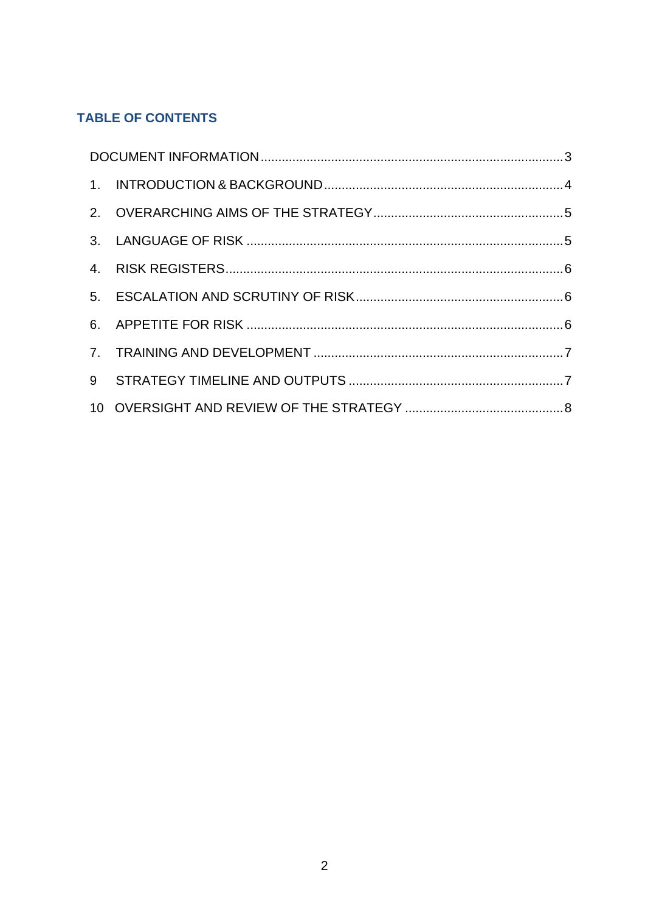## TABLE OF CONTENTS

DOCUMENT INFORMATION.....3

1. INTRODUCTION & BACKGROUND.....4
2. OVERARCHING AIMS OF THE STRATEGY.....5
3. LANGUAGE OF RISK.....5
4. RISK REGISTERS.....6
5. ESCALATION AND SCRUTINY OF RISK.....6
6. APPETITE FOR RISK.....6
7. TRAINING AND DEVELOPMENT.....7

9 STRATEGY TIMELINE AND OUTPUTS.....7

10 OVERSIGHT AND REVIEW OF THE STRATEGY.....8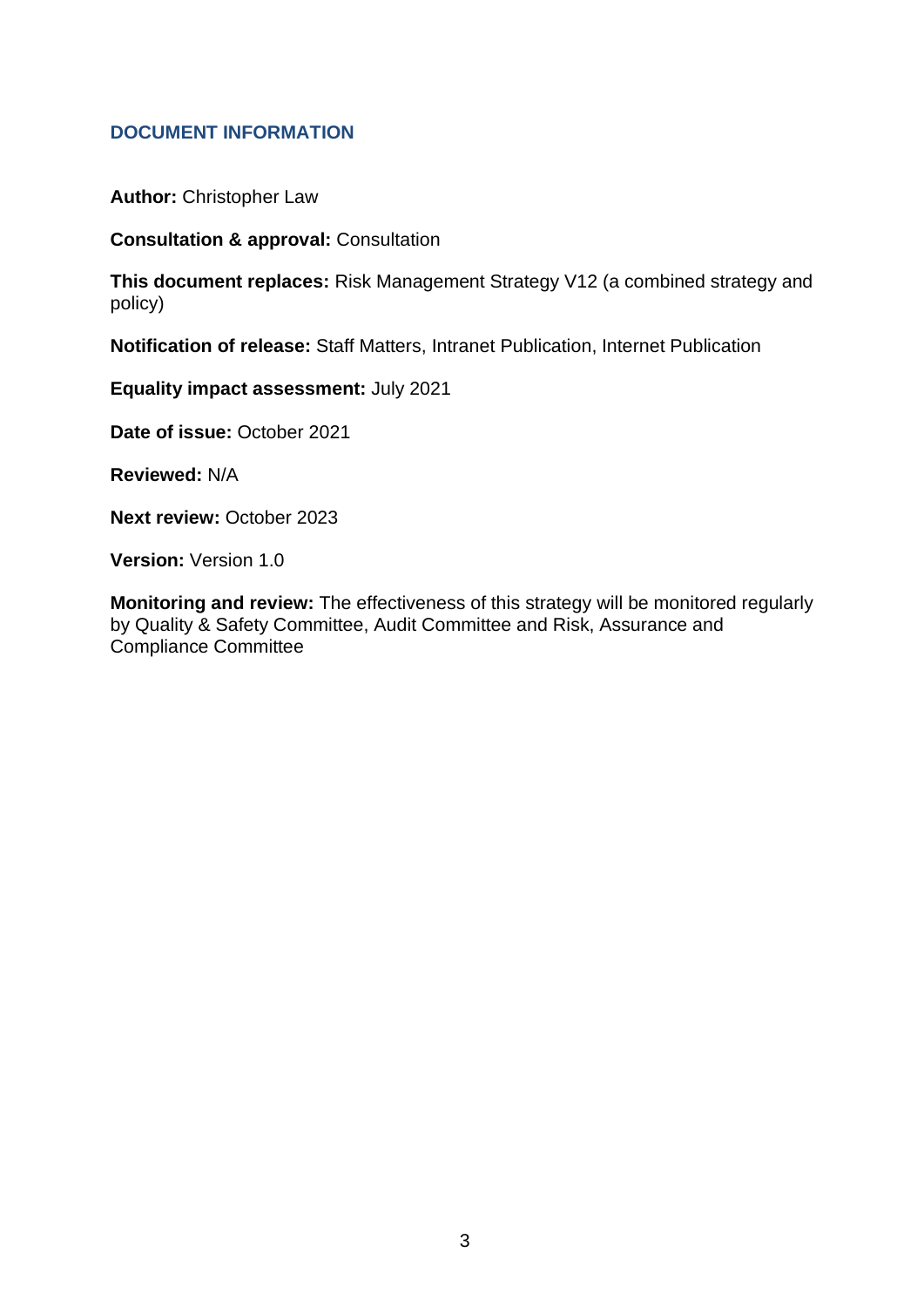## DOCUMENT INFORMATION

**Author:** Christopher Law

**Consultation & approval:** Consultation

**This document replaces:** Risk Management Strategy V12 (a combined strategy and policy)

**Notification of release:** Staff Matters, Intranet Publication, Internet Publication

**Equality impact assessment:** July 2021

**Date of issue:** October 2021

**Reviewed:** N/A

**Next review:** October 2023

**Version:** Version 1.0

**Monitoring and review:** The effectiveness of this strategy will be monitored regularly by Quality & Safety Committee, Audit Committee and Risk, Assurance and Compliance Committee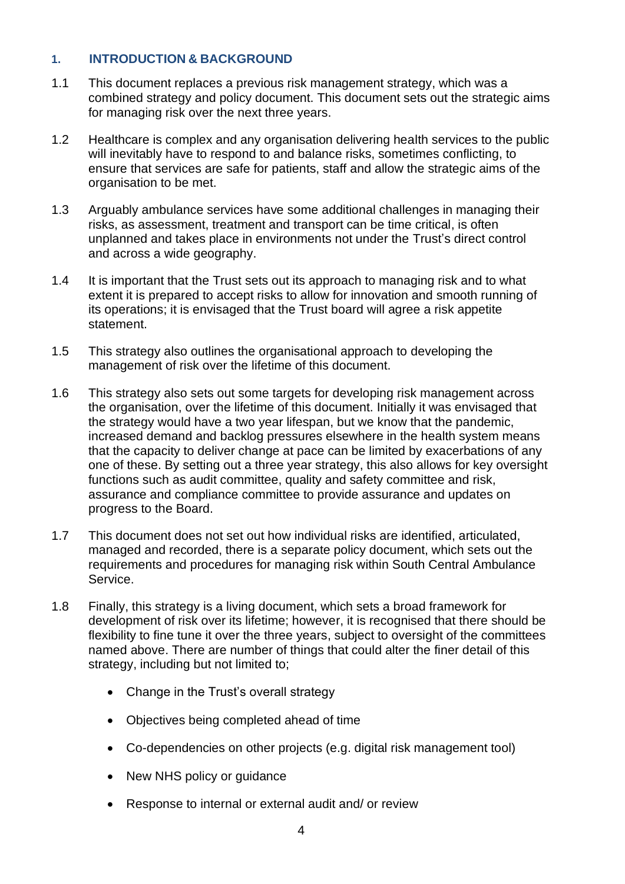## 1. INTRODUCTION & BACKGROUND

1.1 This document replaces a previous risk management strategy, which was a combined strategy and policy document. This document sets out the strategic aims for managing risk over the next three years.

1.2 Healthcare is complex and any organisation delivering health services to the public will inevitably have to respond to and balance risks, sometimes conflicting, to ensure that services are safe for patients, staff and allow the strategic aims of the organisation to be met.

1.3 Arguably ambulance services have some additional challenges in managing their risks, as assessment, treatment and transport can be time critical, is often unplanned and takes place in environments not under the Trust's direct control and across a wide geography.

1.4 It is important that the Trust sets out its approach to managing risk and to what extent it is prepared to accept risks to allow for innovation and smooth running of its operations; it is envisaged that the Trust board will agree a risk appetite statement.

1.5 This strategy also outlines the organisational approach to developing the management of risk over the lifetime of this document.

1.6 This strategy also sets out some targets for developing risk management across the organisation, over the lifetime of this document. Initially it was envisaged that the strategy would have a two year lifespan, but we know that the pandemic, increased demand and backlog pressures elsewhere in the health system means that the capacity to deliver change at pace can be limited by exacerbations of any one of these. By setting out a three year strategy, this also allows for key oversight functions such as audit committee, quality and safety committee and risk, assurance and compliance committee to provide assurance and updates on progress to the Board.

1.7 This document does not set out how individual risks are identified, articulated, managed and recorded, there is a separate policy document, which sets out the requirements and procedures for managing risk within South Central Ambulance Service.

1.8 Finally, this strategy is a living document, which sets a broad framework for development of risk over its lifetime; however, it is recognised that there should be flexibility to fine tune it over the three years, subject to oversight of the committees named above. There are number of things that could alter the finer detail of this strategy, including but not limited to;

- Change in the Trust's overall strategy
- Objectives being completed ahead of time
- Co-dependencies on other projects (e.g. digital risk management tool)
- New NHS policy or guidance
- Response to internal or external audit and/ or review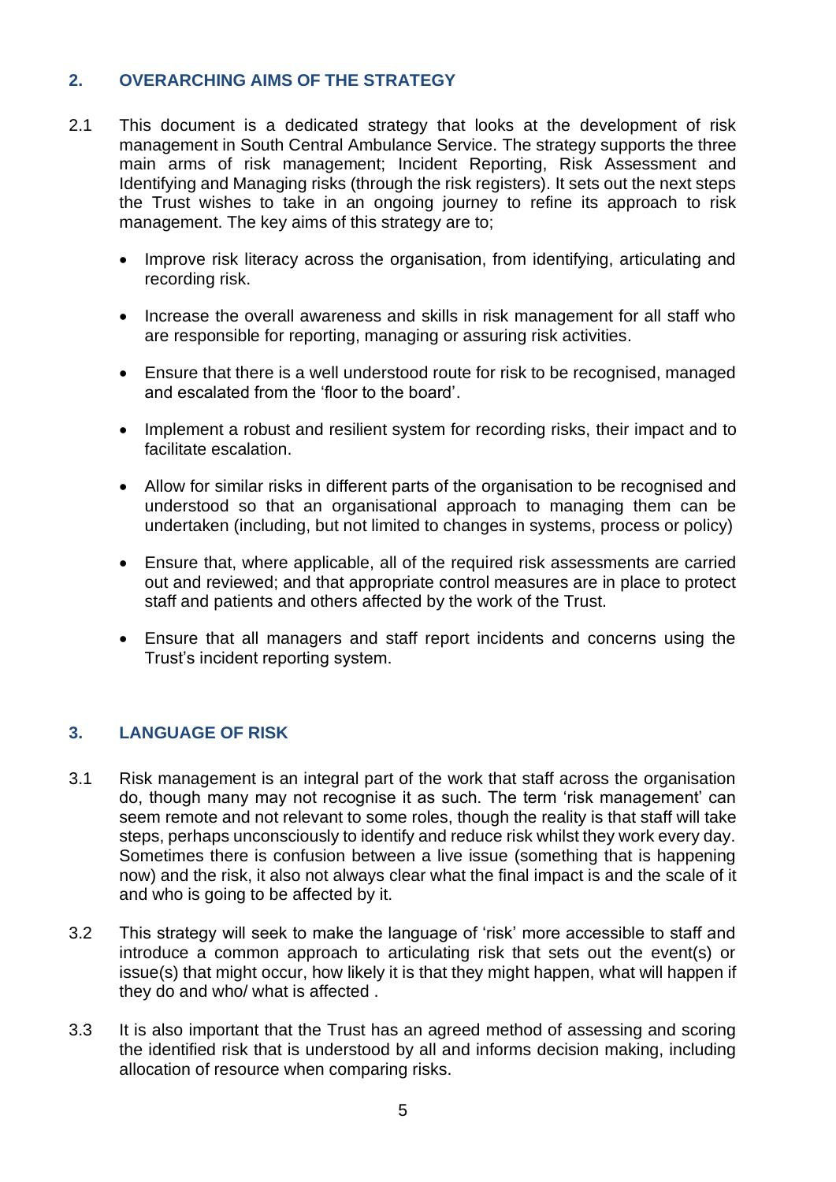## 2. OVERARCHING AIMS OF THE STRATEGY

2.1 This document is a dedicated strategy that looks at the development of risk management in South Central Ambulance Service. The strategy supports the three main arms of risk management; Incident Reporting, Risk Assessment and Identifying and Managing risks (through the risk registers). It sets out the next steps the Trust wishes to take in an ongoing journey to refine its approach to risk management. The key aims of this strategy are to;

- Improve risk literacy across the organisation, from identifying, articulating and recording risk.
- Increase the overall awareness and skills in risk management for all staff who are responsible for reporting, managing or assuring risk activities.
- Ensure that there is a well understood route for risk to be recognised, managed and escalated from the 'floor to the board'.
- Implement a robust and resilient system for recording risks, their impact and to facilitate escalation.
- Allow for similar risks in different parts of the organisation to be recognised and understood so that an organisational approach to managing them can be undertaken (including, but not limited to changes in systems, process or policy)
- Ensure that, where applicable, all of the required risk assessments are carried out and reviewed; and that appropriate control measures are in place to protect staff and patients and others affected by the work of the Trust.
- Ensure that all managers and staff report incidents and concerns using the Trust's incident reporting system.

## 3. LANGUAGE OF RISK

3.1 Risk management is an integral part of the work that staff across the organisation do, though many may not recognise it as such. The term 'risk management' can seem remote and not relevant to some roles, though the reality is that staff will take steps, perhaps unconsciously to identify and reduce risk whilst they work every day. Sometimes there is confusion between a live issue (something that is happening now) and the risk, it also not always clear what the final impact is and the scale of it and who is going to be affected by it.

3.2 This strategy will seek to make the language of 'risk' more accessible to staff and introduce a common approach to articulating risk that sets out the event(s) or issue(s) that might occur, how likely it is that they might happen, what will happen if they do and who/ what is affected .

3.3 It is also important that the Trust has an agreed method of assessing and scoring the identified risk that is understood by all and informs decision making, including allocation of resource when comparing risks.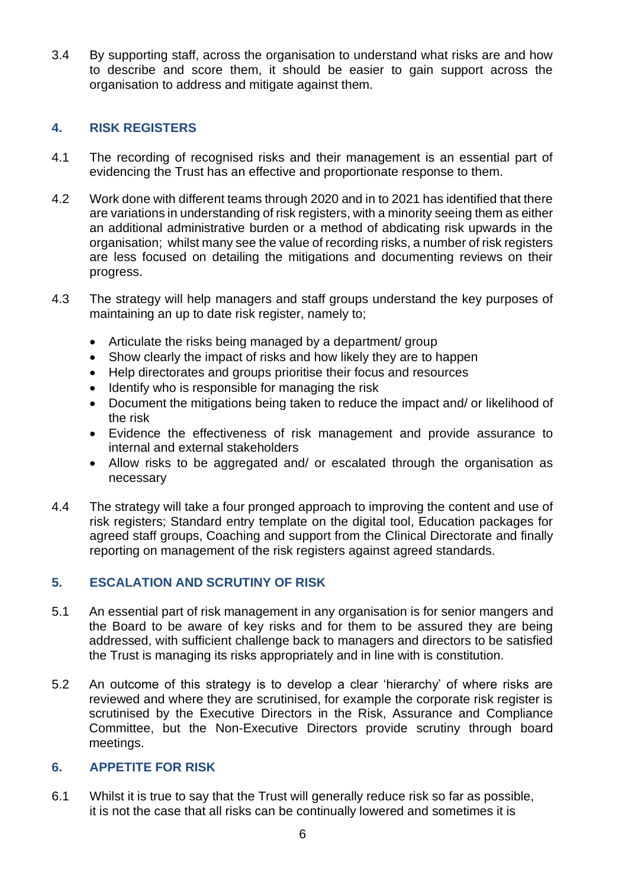3.4 By supporting staff, across the organisation to understand what risks are and how to describe and score them, it should be easier to gain support across the organisation to address and mitigate against them.

## 4. RISK REGISTERS

4.1 The recording of recognised risks and their management is an essential part of evidencing the Trust has an effective and proportionate response to them.

4.2 Work done with different teams through 2020 and in to 2021 has identified that there are variations in understanding of risk registers, with a minority seeing them as either an additional administrative burden or a method of abdicating risk upwards in the organisation; whilst many see the value of recording risks, a number of risk registers are less focused on detailing the mitigations and documenting reviews on their progress.

4.3 The strategy will help managers and staff groups understand the key purposes of maintaining an up to date risk register, namely to;

- Articulate the risks being managed by a department/ group
- Show clearly the impact of risks and how likely they are to happen
- Help directorates and groups prioritise their focus and resources
- Identify who is responsible for managing the risk
- Document the mitigations being taken to reduce the impact and/ or likelihood of the risk
- Evidence the effectiveness of risk management and provide assurance to internal and external stakeholders
- Allow risks to be aggregated and/ or escalated through the organisation as necessary

4.4 The strategy will take a four pronged approach to improving the content and use of risk registers; Standard entry template on the digital tool, Education packages for agreed staff groups, Coaching and support from the Clinical Directorate and finally reporting on management of the risk registers against agreed standards.

## 5. ESCALATION AND SCRUTINY OF RISK

5.1 An essential part of risk management in any organisation is for senior mangers and the Board to be aware of key risks and for them to be assured they are being addressed, with sufficient challenge back to managers and directors to be satisfied the Trust is managing its risks appropriately and in line with is constitution.

5.2 An outcome of this strategy is to develop a clear 'hierarchy' of where risks are reviewed and where they are scrutinised, for example the corporate risk register is scrutinised by the Executive Directors in the Risk, Assurance and Compliance Committee, but the Non-Executive Directors provide scrutiny through board meetings.

## 6. APPETITE FOR RISK

6.1 Whilst it is true to say that the Trust will generally reduce risk so far as possible, it is not the case that all risks can be continually lowered and sometimes it is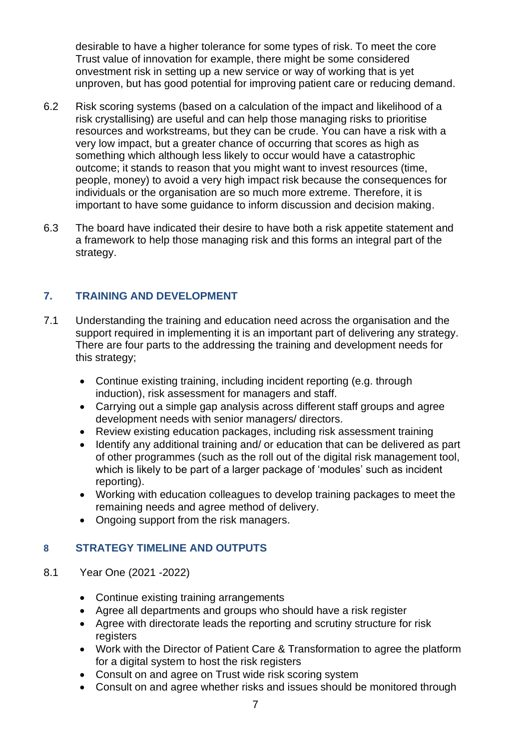desirable to have a higher tolerance for some types of risk. To meet the core Trust value of innovation for example, there might be some considered onvestment risk in setting up a new service or way of working that is yet unproven, but has good potential for improving patient care or reducing demand.

6.2 Risk scoring systems (based on a calculation of the impact and likelihood of a risk crystallising) are useful and can help those managing risks to prioritise resources and workstreams, but they can be crude. You can have a risk with a very low impact, but a greater chance of occurring that scores as high as something which although less likely to occur would have a catastrophic outcome; it stands to reason that you might want to invest resources (time, people, money) to avoid a very high impact risk because the consequences for individuals or the organisation are so much more extreme. Therefore, it is important to have some guidance to inform discussion and decision making.

6.3 The board have indicated their desire to have both a risk appetite statement and a framework to help those managing risk and this forms an integral part of the strategy.

## 7. TRAINING AND DEVELOPMENT

7.1 Understanding the training and education need across the organisation and the support required in implementing it is an important part of delivering any strategy. There are four parts to the addressing the training and development needs for this strategy;

- Continue existing training, including incident reporting (e.g. through induction), risk assessment for managers and staff.
- Carrying out a simple gap analysis across different staff groups and agree development needs with senior managers/ directors.
- Review existing education packages, including risk assessment training
- Identify any additional training and/ or education that can be delivered as part of other programmes (such as the roll out of the digital risk management tool, which is likely to be part of a larger package of 'modules' such as incident reporting).
- Working with education colleagues to develop training packages to meet the remaining needs and agree method of delivery.
- Ongoing support from the risk managers.

## 8 STRATEGY TIMELINE AND OUTPUTS

8.1 Year One (2021 -2022)

- Continue existing training arrangements
- Agree all departments and groups who should have a risk register
- Agree with directorate leads the reporting and scrutiny structure for risk registers
- Work with the Director of Patient Care & Transformation to agree the platform for a digital system to host the risk registers
- Consult on and agree on Trust wide risk scoring system
- Consult on and agree whether risks and issues should be monitored through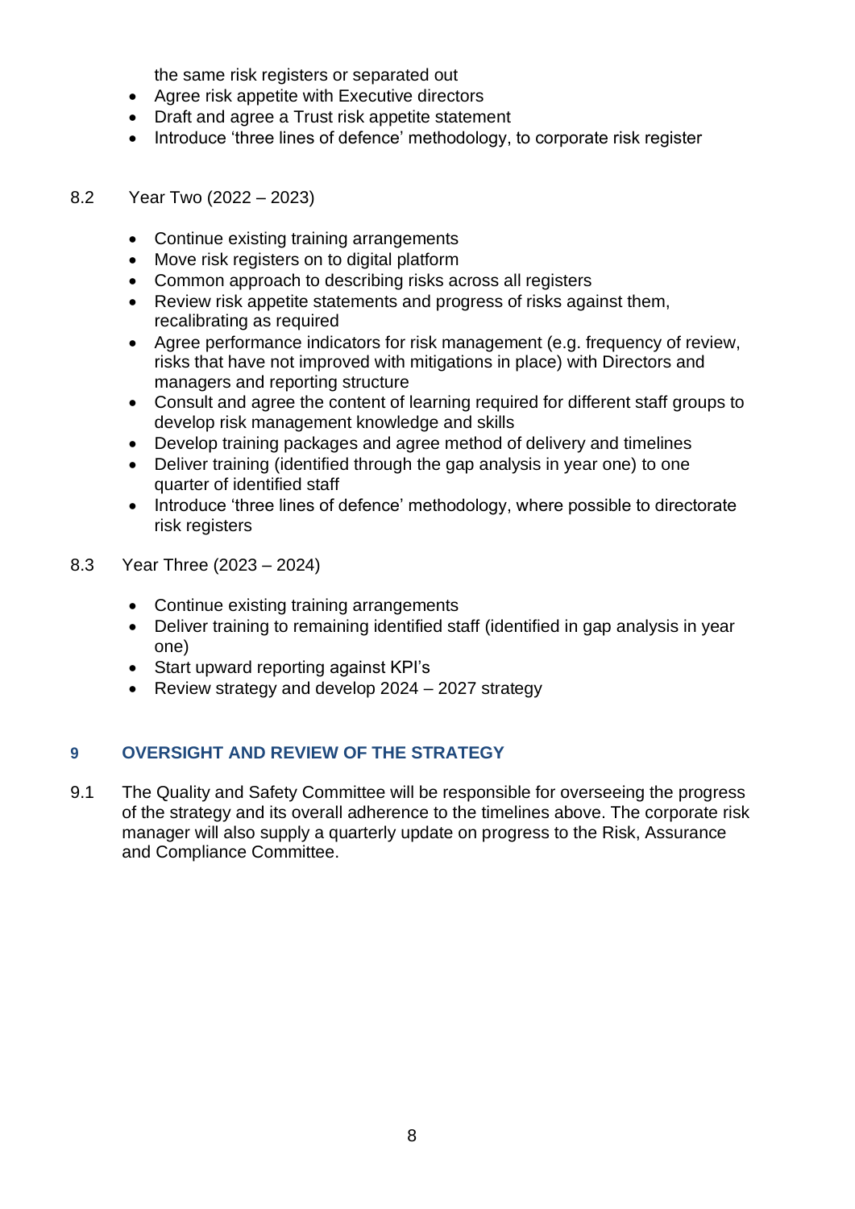the same risk registers or separated out

- Agree risk appetite with Executive directors
- Draft and agree a Trust risk appetite statement
- Introduce 'three lines of defence' methodology, to corporate risk register

8.2 Year Two (2022 – 2023)

- Continue existing training arrangements
- Move risk registers on to digital platform
- Common approach to describing risks across all registers
- Review risk appetite statements and progress of risks against them, recalibrating as required
- Agree performance indicators for risk management (e.g. frequency of review, risks that have not improved with mitigations in place) with Directors and managers and reporting structure
- Consult and agree the content of learning required for different staff groups to develop risk management knowledge and skills
- Develop training packages and agree method of delivery and timelines
- Deliver training (identified through the gap analysis in year one) to one quarter of identified staff
- Introduce 'three lines of defence' methodology, where possible to directorate risk registers

8.3 Year Three (2023 – 2024)

- Continue existing training arrangements
- Deliver training to remaining identified staff (identified in gap analysis in year one)
- Start upward reporting against KPI's
- Review strategy and develop 2024 – 2027 strategy

## 9 OVERSIGHT AND REVIEW OF THE STRATEGY

9.1 The Quality and Safety Committee will be responsible for overseeing the progress of the strategy and its overall adherence to the timelines above. The corporate risk manager will also supply a quarterly update on progress to the Risk, Assurance and Compliance Committee.